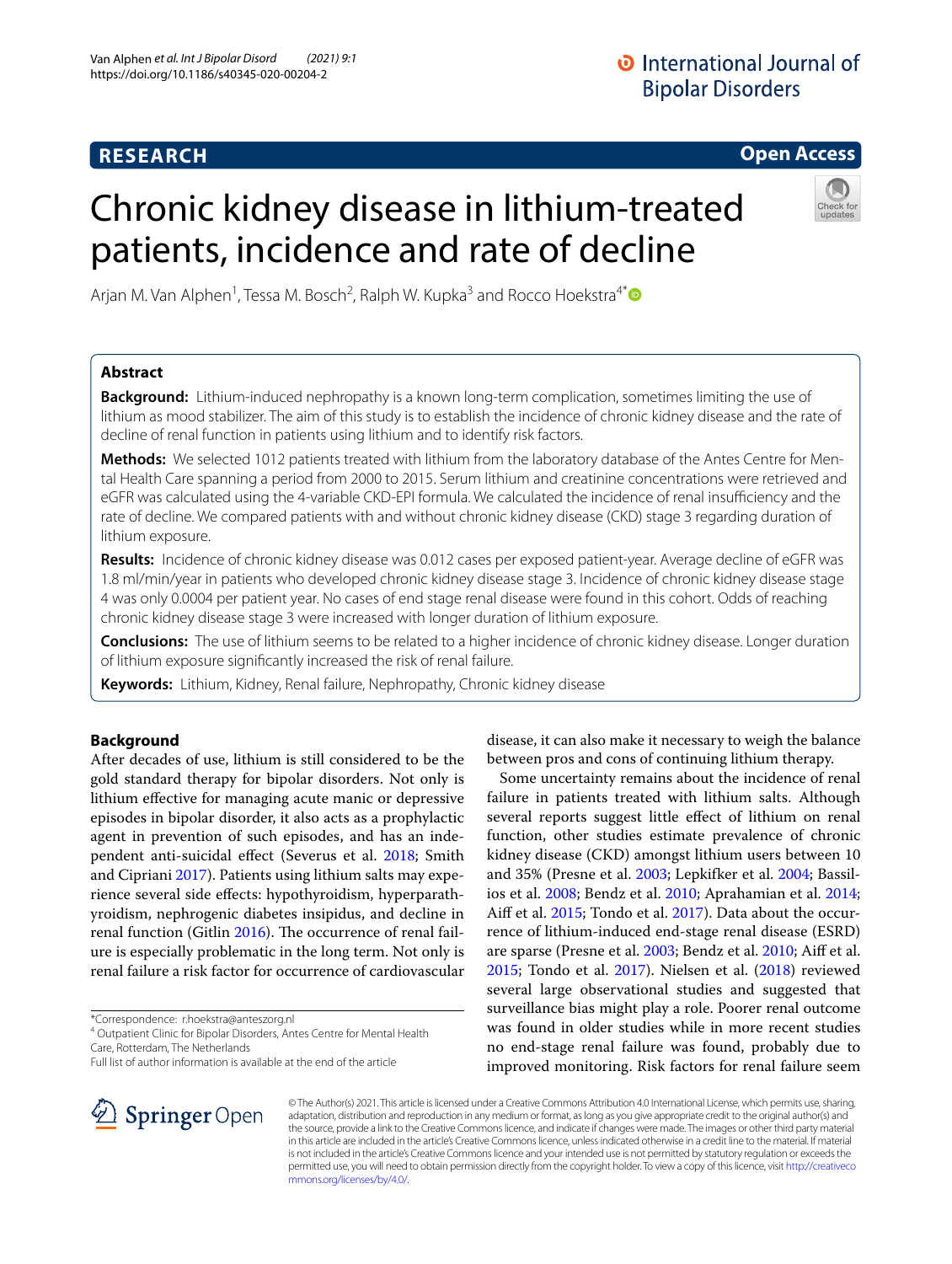RESEARCH

Open Access

# Chronic kidney disease in lithium-treated patients, incidence and rate of decline

Arjan M. Van Alphen[1], Tessa M. Bosch[2], Ralph W. Kupka[3] and Rocco Hoekstra[4*]

## Abstract

**Background:** Lithium-induced nephropathy is a known long-term complication, sometimes limiting the use of lithium as mood stabilizer. The aim of this study is to establish the incidence of chronic kidney disease and the rate of decline of renal function in patients using lithium and to identify risk factors.

**Methods:** We selected 1012 patients treated with lithium from the laboratory database of the Antes Centre for Mental Health Care spanning a period from 2000 to 2015. Serum lithium and creatinine concentrations were retrieved and eGFR was calculated using the 4-variable CKD-EPI formula. We calculated the incidence of renal insufficiency and the rate of decline. We compared patients with and without chronic kidney disease (CKD) stage 3 regarding duration of lithium exposure.

**Results:** Incidence of chronic kidney disease was 0.012 cases per exposed patient-year. Average decline of eGFR was 1.8 ml/min/year in patients who developed chronic kidney disease stage 3. Incidence of chronic kidney disease stage 4 was only 0.0004 per patient year. No cases of end stage renal disease were found in this cohort. Odds of reaching chronic kidney disease stage 3 were increased with longer duration of lithium exposure.

**Conclusions:** The use of lithium seems to be related to a higher incidence of chronic kidney disease. Longer duration of lithium exposure significantly increased the risk of renal failure.

**Keywords:** Lithium, Kidney, Renal failure, Nephropathy, Chronic kidney disease

## Background

After decades of use, lithium is still considered to be the gold standard therapy for bipolar disorders. Not only is lithium effective for managing acute manic or depressive episodes in bipolar disorder, it also acts as a prophylactic agent in prevention of such episodes, and has an independent anti-suicidal effect (Severus et al. 2018; Smith and Cipriani 2017). Patients using lithium salts may experience several side effects: hypothyroidism, hyperparathyroidism, nephrogenic diabetes insipidus, and decline in renal function (Gitlin 2016). The occurrence of renal failure is especially problematic in the long term. Not only is renal failure a risk factor for occurrence of cardiovascular disease, it can also make it necessary to weigh the balance between pros and cons of continuing lithium therapy.

Some uncertainty remains about the incidence of renal failure in patients treated with lithium salts. Although several reports suggest little effect of lithium on renal function, other studies estimate prevalence of chronic kidney disease (CKD) amongst lithium users between 10 and 35% (Presne et al. 2003; Lepkifker et al. 2004; Bassilios et al. 2008; Bendz et al. 2010; Aprahamian et al. 2014; Aiff et al. 2015; Tondo et al. 2017). Data about the occurrence of lithium-induced end-stage renal disease (ESRD) are sparse (Presne et al. 2003; Bendz et al. 2010; Aiff et al. 2015; Tondo et al. 2017). Nielsen et al. (2018) reviewed several large observational studies and suggested that surveillance bias might play a role. Poorer renal outcome was found in older studies while in more recent studies no end-stage renal failure was found, probably due to improved monitoring. Risk factors for renal failure seem

*Correspondence: r.hoekstra@anteszorg.nl
[4] Outpatient Clinic for Bipolar Disorders, Antes Centre for Mental Health Care, Rotterdam, The Netherlands
Full list of author information is available at the end of the article

© The Author(s) 2021. This article is licensed under a Creative Commons Attribution 4.0 International License, which permits use, sharing, adaptation, distribution and reproduction in any medium or format, as long as you give appropriate credit to the original author(s) and the source, provide a link to the Creative Commons licence, and indicate if changes were made. The images or other third party material in this article are included in the article's Creative Commons licence, unless indicated otherwise in a credit line to the material. If material is not included in the article's Creative Commons licence and your intended use is not permitted by statutory regulation or exceeds the permitted use, you will need to obtain permission directly from the copyright holder. To view a copy of this licence, visit http://creativecommons.org/licenses/by/4.0/.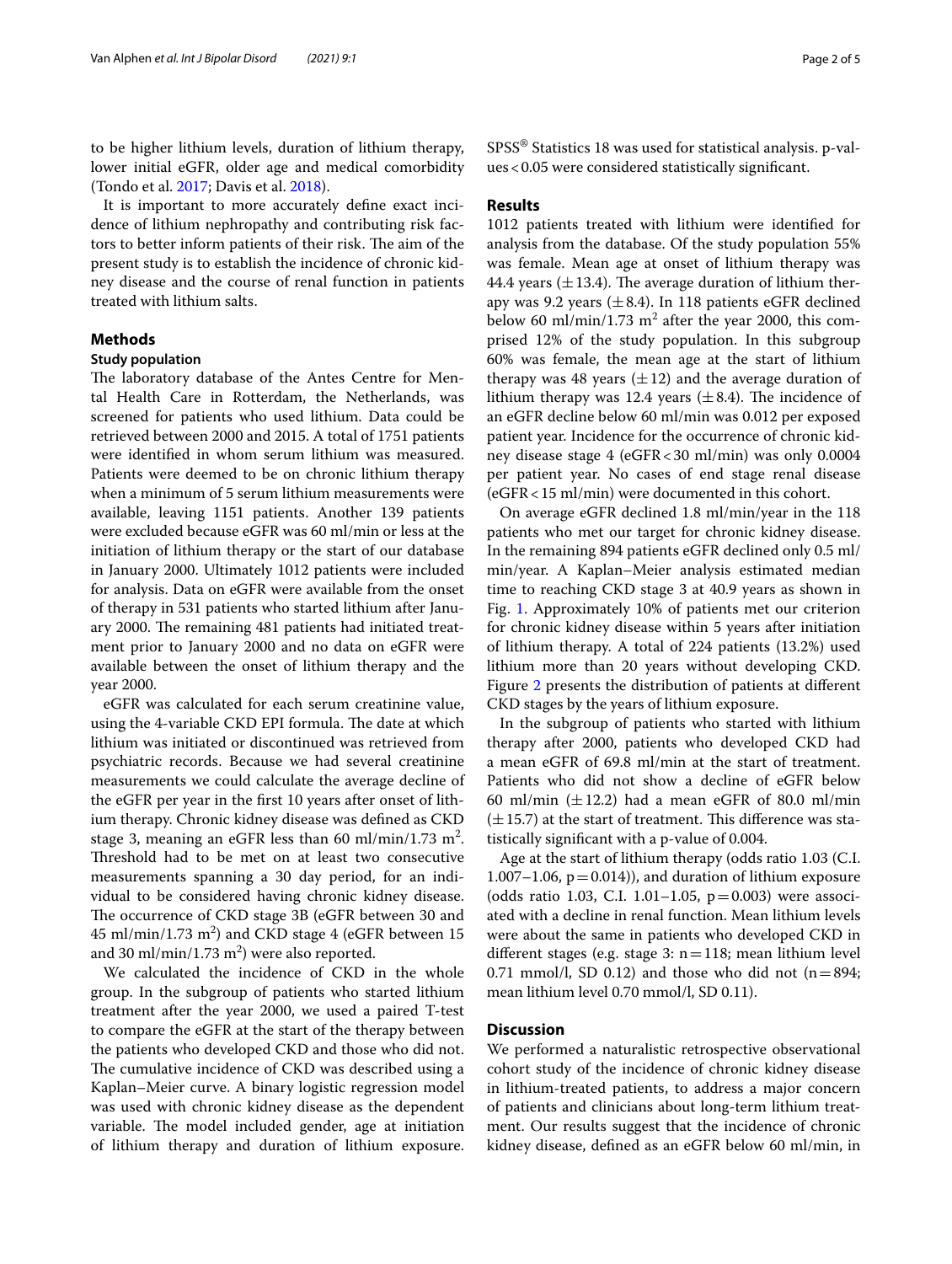to be higher lithium levels, duration of lithium therapy, lower initial eGFR, older age and medical comorbidity (Tondo et al. 2017; Davis et al. 2018).

It is important to more accurately define exact incidence of lithium nephropathy and contributing risk factors to better inform patients of their risk. The aim of the present study is to establish the incidence of chronic kidney disease and the course of renal function in patients treated with lithium salts.

## Methods

### Study population

The laboratory database of the Antes Centre for Mental Health Care in Rotterdam, the Netherlands, was screened for patients who used lithium. Data could be retrieved between 2000 and 2015. A total of 1751 patients were identified in whom serum lithium was measured. Patients were deemed to be on chronic lithium therapy when a minimum of 5 serum lithium measurements were available, leaving 1151 patients. Another 139 patients were excluded because eGFR was 60 ml/min or less at the initiation of lithium therapy or the start of our database in January 2000. Ultimately 1012 patients were included for analysis. Data on eGFR were available from the onset of therapy in 531 patients who started lithium after January 2000. The remaining 481 patients had initiated treatment prior to January 2000 and no data on eGFR were available between the onset of lithium therapy and the year 2000.

eGFR was calculated for each serum creatinine value, using the 4-variable CKD EPI formula. The date at which lithium was initiated or discontinued was retrieved from psychiatric records. Because we had several creatinine measurements we could calculate the average decline of the eGFR per year in the first 10 years after onset of lithium therapy. Chronic kidney disease was defined as CKD stage 3, meaning an eGFR less than 60 ml/min/1.73 $m^2$. Threshold had to be met on at least two consecutive measurements spanning a 30 day period, for an individual to be considered having chronic kidney disease. The occurrence of CKD stage 3B (eGFR between 30 and 45 ml/min/1.73 $m^2$) and CKD stage 4 (eGFR between 15 and 30 ml/min/1.73 $m^2$) were also reported.

We calculated the incidence of CKD in the whole group. In the subgroup of patients who started lithium treatment after the year 2000, we used a paired T-test to compare the eGFR at the start of the therapy between the patients who developed CKD and those who did not. The cumulative incidence of CKD was described using a Kaplan–Meier curve. A binary logistic regression model was used with chronic kidney disease as the dependent variable. The model included gender, age at initiation of lithium therapy and duration of lithium exposure. SPSS® Statistics 18 was used for statistical analysis. p-values < 0.05 were considered statistically significant.

## Results

1012 patients treated with lithium were identified for analysis from the database. Of the study population 55% was female. Mean age at onset of lithium therapy was 44.4 years (±13.4). The average duration of lithium therapy was 9.2 years (±8.4). In 118 patients eGFR declined below 60 ml/min/1.73 $m^2$ after the year 2000, this comprised 12% of the study population. In this subgroup 60% was female, the mean age at the start of lithium therapy was 48 years (±12) and the average duration of lithium therapy was 12.4 years (±8.4). The incidence of an eGFR decline below 60 ml/min was 0.012 per exposed patient year. Incidence for the occurrence of chronic kidney disease stage 4 (eGFR < 30 ml/min) was only 0.0004 per patient year. No cases of end stage renal disease (eGFR < 15 ml/min) were documented in this cohort.

On average eGFR declined 1.8 ml/min/year in the 118 patients who met our target for chronic kidney disease. In the remaining 894 patients eGFR declined only 0.5 ml/min/year. A Kaplan–Meier analysis estimated median time to reaching CKD stage 3 at 40.9 years as shown in Fig. 1. Approximately 10% of patients met our criterion for chronic kidney disease within 5 years after initiation of lithium therapy. A total of 224 patients (13.2%) used lithium more than 20 years without developing CKD. Figure 2 presents the distribution of patients at different CKD stages by the years of lithium exposure.

In the subgroup of patients who started with lithium therapy after 2000, patients who developed CKD had a mean eGFR of 69.8 ml/min at the start of treatment. Patients who did not show a decline of eGFR below 60 ml/min (±12.2) had a mean eGFR of 80.0 ml/min (±15.7) at the start of treatment. This difference was statistically significant with a p-value of 0.004.

Age at the start of lithium therapy (odds ratio 1.03 (C.I. 1.007–1.06, p = 0.014)), and duration of lithium exposure (odds ratio 1.03, C.I. 1.01–1.05, p = 0.003) were associated with a decline in renal function. Mean lithium levels were about the same in patients who developed CKD in different stages (e.g. stage 3: n = 118; mean lithium level 0.71 mmol/l, SD 0.12) and those who did not (n = 894; mean lithium level 0.70 mmol/l, SD 0.11).

## Discussion

We performed a naturalistic retrospective observational cohort study of the incidence of chronic kidney disease in lithium-treated patients, to address a major concern of patients and clinicians about long-term lithium treatment. Our results suggest that the incidence of chronic kidney disease, defined as an eGFR below 60 ml/min, in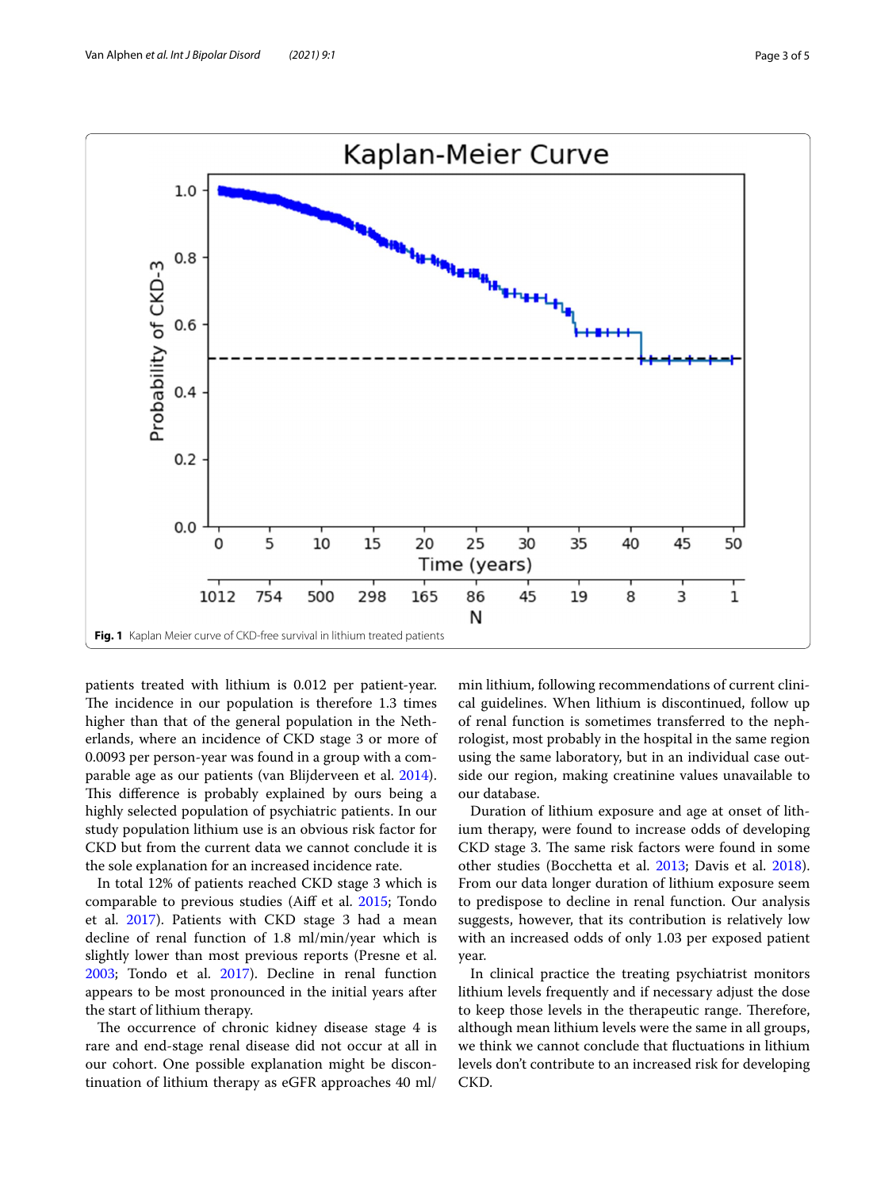Fig. 1 Kaplan Meier curve of CKD-free survival in lithium treated patients

patients treated with lithium is 0.012 per patient-year. The incidence in our population is therefore 1.3 times higher than that of the general population in the Netherlands, where an incidence of CKD stage 3 or more of 0.0093 per person-year was found in a group with a comparable age as our patients (van Blijderveen et al. 2014). This difference is probably explained by ours being a highly selected population of psychiatric patients. In our study population lithium use is an obvious risk factor for CKD but from the current data we cannot conclude it is the sole explanation for an increased incidence rate.

In total 12% of patients reached CKD stage 3 which is comparable to previous studies (Aiff et al. 2015; Tondo et al. 2017). Patients with CKD stage 3 had a mean decline of renal function of 1.8 ml/min/year which is slightly lower than most previous reports (Presne et al. 2003; Tondo et al. 2017). Decline in renal function appears to be most pronounced in the initial years after the start of lithium therapy.

The occurrence of chronic kidney disease stage 4 is rare and end-stage renal disease did not occur at all in our cohort. One possible explanation might be discontinuation of lithium therapy as eGFR approaches 40 ml/min lithium, following recommendations of current clinical guidelines. When lithium is discontinued, follow up of renal function is sometimes transferred to the nephrologist, most probably in the hospital in the same region using the same laboratory, but in an individual case outside our region, making creatinine values unavailable to our database.

Duration of lithium exposure and age at onset of lithium therapy, were found to increase odds of developing CKD stage 3. The same risk factors were found in some other studies (Bocchetta et al. 2013; Davis et al. 2018). From our data longer duration of lithium exposure seem to predispose to decline in renal function. Our analysis suggests, however, that its contribution is relatively low with an increased odds of only 1.03 per exposed patient year.

In clinical practice the treating psychiatrist monitors lithium levels frequently and if necessary adjust the dose to keep those levels in the therapeutic range. Therefore, although mean lithium levels were the same in all groups, we think we cannot conclude that fluctuations in lithium levels don't contribute to an increased risk for developing CKD.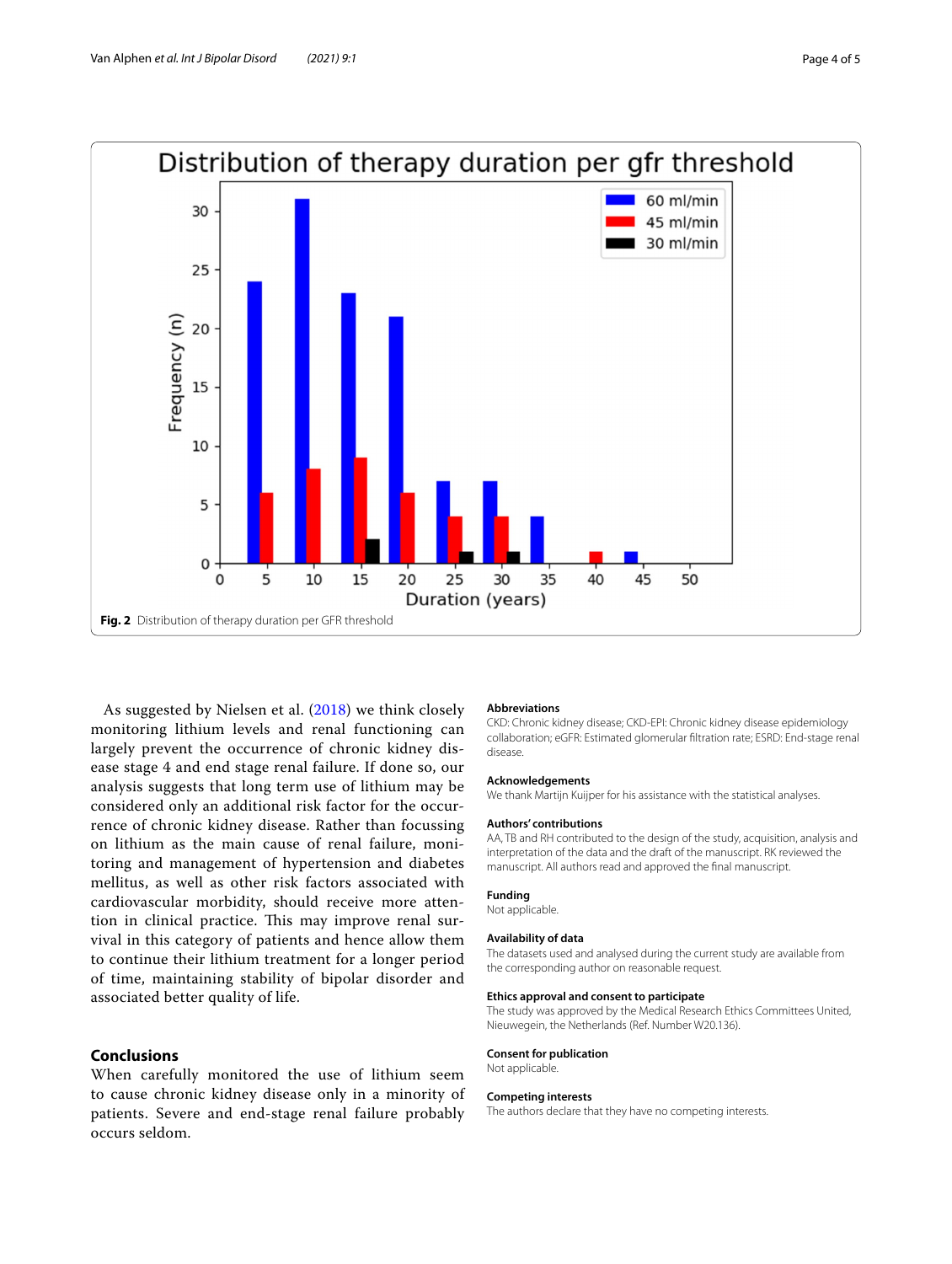Fig. 2 Distribution of therapy duration per GFR threshold

As suggested by Nielsen et al. (2018) we think closely monitoring lithium levels and renal functioning can largely prevent the occurrence of chronic kidney disease stage 4 and end stage renal failure. If done so, our analysis suggests that long term use of lithium may be considered only an additional risk factor for the occurrence of chronic kidney disease. Rather than focussing on lithium as the main cause of renal failure, monitoring and management of hypertension and diabetes mellitus, as well as other risk factors associated with cardiovascular morbidity, should receive more attention in clinical practice. This may improve renal survival in this category of patients and hence allow them to continue their lithium treatment for a longer period of time, maintaining stability of bipolar disorder and associated better quality of life.

## Conclusions

When carefully monitored the use of lithium seem to cause chronic kidney disease only in a minority of patients. Severe and end-stage renal failure probably occurs seldom.

#### Abbreviations

CKD: Chronic kidney disease; CKD-EPI: Chronic kidney disease epidemiology collaboration; eGFR: Estimated glomerular filtration rate; ESRD: End-stage renal disease.

#### Acknowledgements

We thank Martijn Kuijper for his assistance with the statistical analyses.

#### Authors' contributions

AA, TB and RH contributed to the design of the study, acquisition, analysis and interpretation of the data and the draft of the manuscript. RK reviewed the manuscript. All authors read and approved the final manuscript.

#### Funding

Not applicable.

#### Availability of data

The datasets used and analysed during the current study are available from the corresponding author on reasonable request.

#### Ethics approval and consent to participate

The study was approved by the Medical Research Ethics Committees United, Nieuwegein, the Netherlands (Ref. Number W20.136).

#### Consent for publication

Not applicable.

#### Competing interests

The authors declare that they have no competing interests.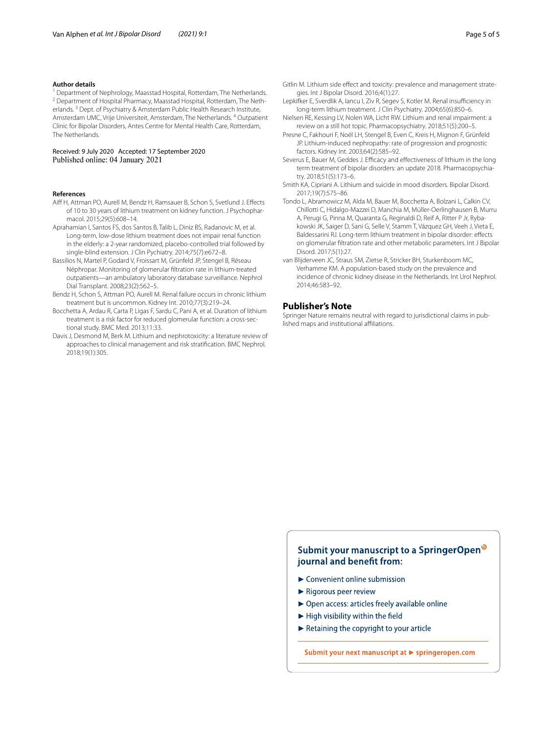#### Author details

[1] Department of Nephrology, Maasstad Hospital, Rotterdam, The Netherlands. [2] Department of Hospital Pharmacy, Maasstad Hospital, Rotterdam, The Netherlands. [3] Dept. of Psychiatry & Amsterdam Public Health Research Institute, Amsterdam UMC, Vrije Universiteit, Amsterdam, The Netherlands. [4] Outpatient Clinic for Bipolar Disorders, Antes Centre for Mental Health Care, Rotterdam, The Netherlands.

Received: 9 July 2020 Accepted: 17 September 2020
Published online: 04 January 2021

#### References

Aiff H, Attman PO, Aurell M, Bendz H, Ramsauer B, Schon S, Svetlund J. Effects of 10 to 30 years of lithium treatment on kidney function. J Psychopharmacol. 2015;29(5):608–14.

Aprahamian I, Santos FS, dos Santos B, Talib L, Diniz BS, Radanovic M, et al. Long-term, low-dose lithium treatment does not impair renal function in the elderly: a 2-year randomized, placebo-controlled trial followed by single-blind extension. J Clin Pychiatry. 2014;75(7):e672–8.

Bassilios N, Martel P, Godard V, Froissart M, Grünfeld JP, Stengel B, Réseau Néphropar. Monitoring of glomerular filtration rate in lithium-treated outpatients—an ambulatory laboratory database surveillance. Nephrol Dial Transplant. 2008;23(2):562–5.

Bendz H, Schon S, Attman PO, Aurell M. Renal failure occurs in chronic lithium treatment but is uncommon. Kidney Int. 2010;77(3):219–24.

Bocchetta A, Ardau R, Carta P, Ligas F, Sardu C, Pani A, et al. Duration of lithium treatment is a risk factor for reduced glomerular function: a cross-sectional study. BMC Med. 2013;11:33.

Davis J, Desmond M, Berk M. Lithium and nephrotoxicity: a literature review of approaches to clinical management and risk stratification. BMC Nephrol. 2018;19(1):305.

Gitlin M. Lithium side effect and toxicity: prevalence and management strategies. Int J Bipolar Disord. 2016;4(1):27.

Lepkifker E, Sverdlik A, Iancu I, Ziv R, Segev S, Kotler M. Renal insufficiency in long-term lithium treatment. J Clin Psychiatry. 2004;65(6):850–6.

Nielsen RE, Kessing LV, Nolen WA, Licht RW. Lithium and renal impairment: a review on a still hot topic. Pharmacopsychiatry. 2018;51(5):200–5.

Presne C, Fakhouri F, Noël LH, Stengel B, Even C, Kreis H, Mignon F, Grünfeld JP. Lithium-induced nephropathy: rate of progression and prognostic factors. Kidney Int. 2003;64(2):585–92.

Severus E, Bauer M, Geddes J. Efficacy and effectiveness of lithium in the long term treatment of bipolar disorders: an update 2018. Pharmacopsychiatry. 2018;51(5):173–6.

Smith KA, Cipriani A. Lithium and suicide in mood disorders. Bipolar Disord. 2017;19(7):575–86.

Tondo L, Abramowicz M, Alda M, Bauer M, Bocchetta A, Bolzani L, Calkin CV, Chillotti C, Hidalgo-Mazzei D, Manchia M, Müller-Oerlinghausen B, Murru A, Perugi G, Pinna M, Quaranta G, Reginaldi D, Reif A, Ritter P Jr, Rybakowski JK, Saiger D, Sani G, Selle V, Stamm T, Vázquez GH, Veeh J, Vieta E, Baldessarini RJ. Long-term lithium treatment in bipolar disorder: effects on glomerular filtration rate and other metabolic parameters. Int J Bipolar Disord. 2017;5(1):27.

van Blijderveen JC, Straus SM, Zietse R, Stricker BH, Sturkenboom MC, Verhamme KM. A population-based study on the prevalence and incidence of chronic kidney disease in the Netherlands. Int Urol Nephrol. 2014;46:583–92.

## Publisher's Note

Springer Nature remains neutral with regard to jurisdictional claims in published maps and institutional affiliations.

**Submit your manuscript to a SpringerOpen journal and benefit from:**

- ► Convenient online submission
- ► Rigorous peer review
- ► Open access: articles freely available online
- ► High visibility within the field
- ► Retaining the copyright to your article

**Submit your next manuscript at ► springeropen.com**